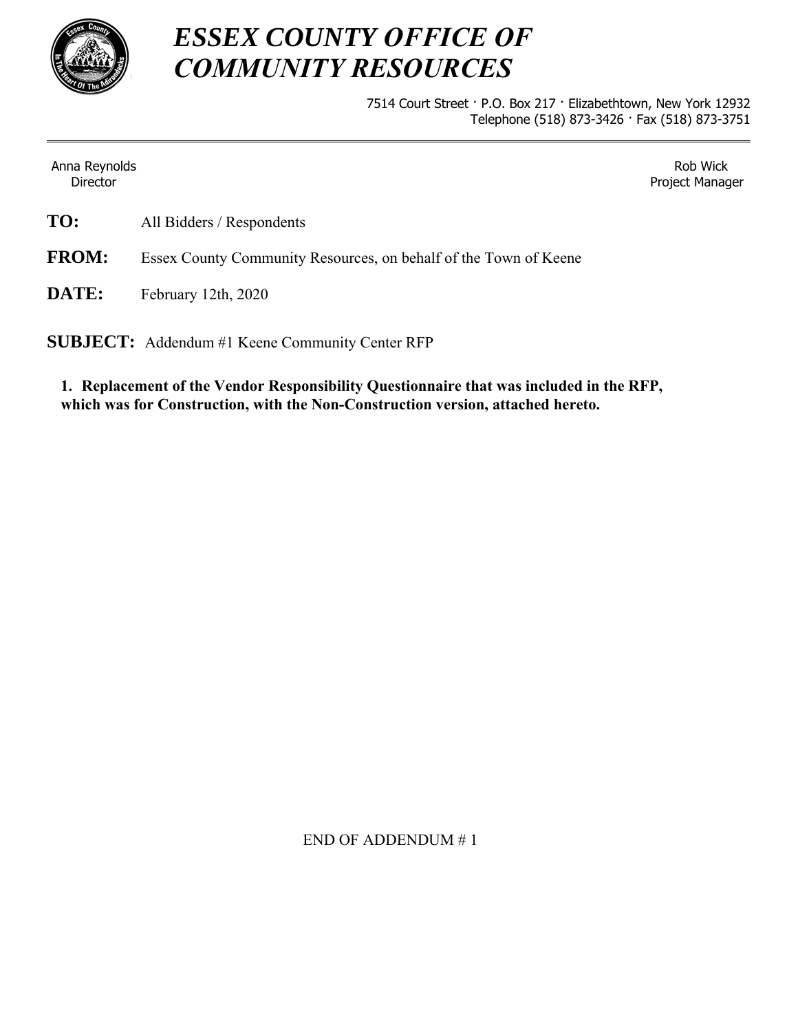# *ESSEX COUNTY OFFICE OF COMMUNITY RESOURCES*

7514 Court Street · P.O. Box 217 · Elizabethtown, New York 12932
Telephone (518) 873-3426 · Fax (518) 873-3751

---

Anna Reynolds
Director

Rob Wick
Project Manager

**TO:** All Bidders / Respondents

**FROM:** Essex County Community Resources, on behalf of the Town of Keene

**DATE:** February 12th, 2020

**SUBJECT:** Addendum #1 Keene Community Center RFP

**1. Replacement of the Vendor Responsibility Questionnaire that was included in the RFP, which was for Construction, with the Non-Construction version, attached hereto.**

END OF ADDENDUM # 1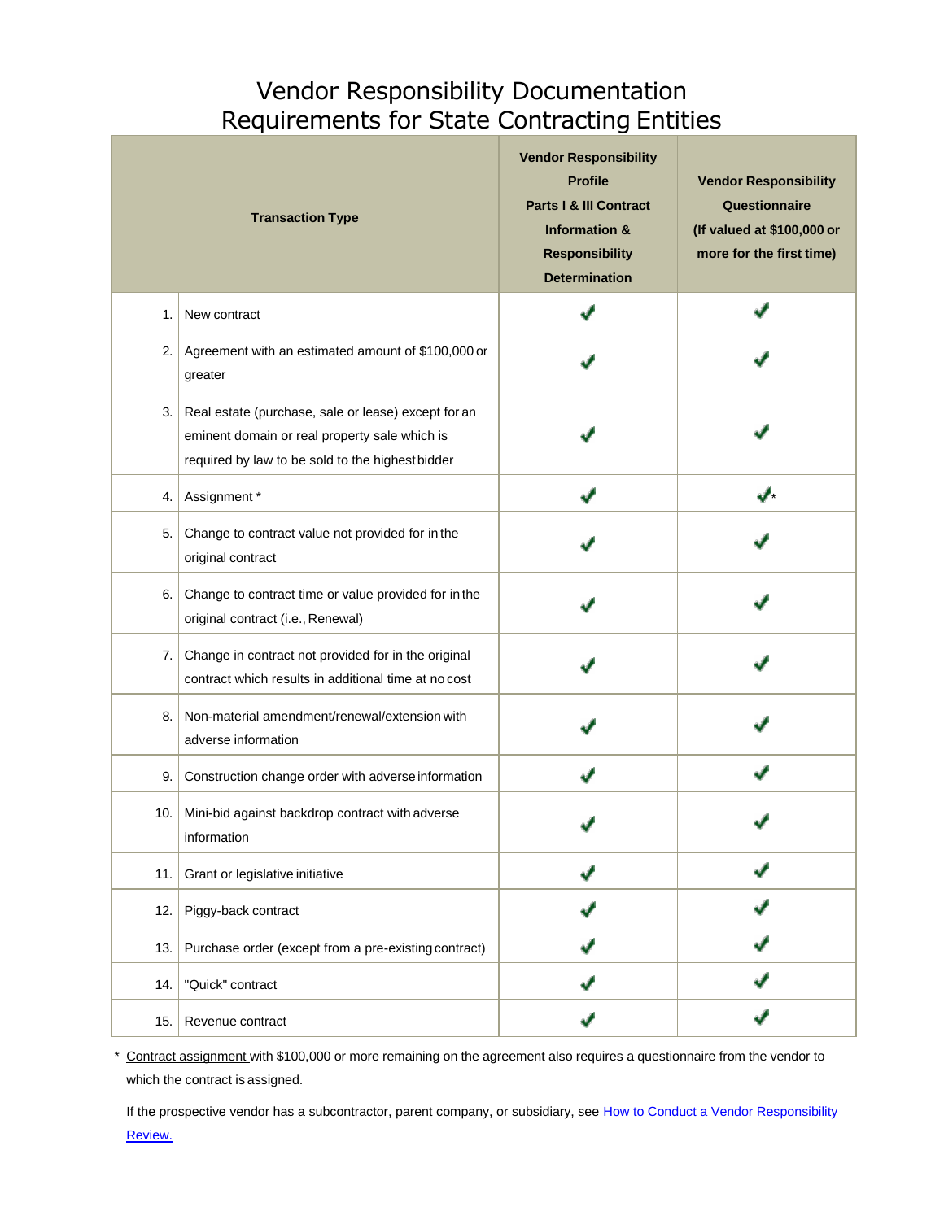# Vendor Responsibility Documentation Requirements for State Contracting Entities

| | Transaction Type | Vendor Responsibility Profile Parts I & III Contract Information & Responsibility Determination | Vendor Responsibility Questionnaire (If valued at $100,000 or more for the first time) |
|---|---|---|---|
| 1. | New contract | ✔ | ✔ |
| 2. | Agreement with an estimated amount of $100,000 or greater | ✔ | ✔ |
| 3. | Real estate (purchase, sale or lease) except for an eminent domain or real property sale which is required by law to be sold to the highest bidder | ✔ | ✔ |
| 4. | Assignment * | ✔ | ✔* |
| 5. | Change to contract value not provided for in the original contract | ✔ | ✔ |
| 6. | Change to contract time or value provided for in the original contract (i.e., Renewal) | ✔ | ✔ |
| 7. | Change in contract not provided for in the original contract which results in additional time at no cost | ✔ | ✔ |
| 8. | Non-material amendment/renewal/extension with adverse information | ✔ | ✔ |
| 9. | Construction change order with adverse information | ✔ | ✔ |
| 10. | Mini-bid against backdrop contract with adverse information | ✔ | ✔ |
| 11. | Grant or legislative initiative | ✔ | ✔ |
| 12. | Piggy-back contract | ✔ | ✔ |
| 13. | Purchase order (except from a pre-existing contract) | ✔ | ✔ |
| 14. | "Quick" contract | ✔ | ✔ |
| 15. | Revenue contract | ✔ | ✔ |

* Contract assignment with $100,000 or more remaining on the agreement also requires a questionnaire from the vendor to which the contract is assigned.

If the prospective vendor has a subcontractor, parent company, or subsidiary, see How to Conduct a Vendor Responsibility Review.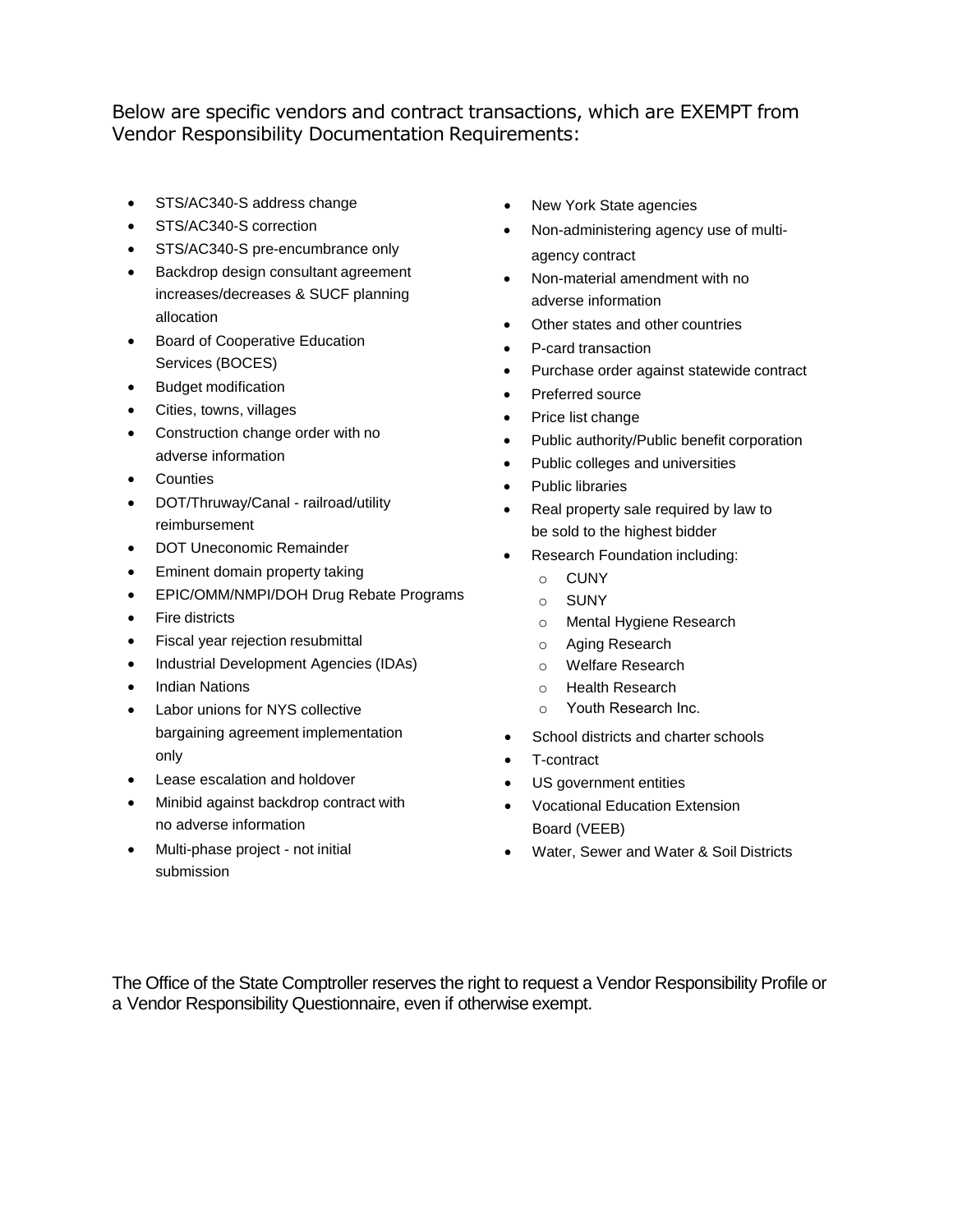Below are specific vendors and contract transactions, which are EXEMPT from Vendor Responsibility Documentation Requirements:

- STS/AC340-S address change
- STS/AC340-S correction
- STS/AC340-S pre-encumbrance only
- Backdrop design consultant agreement increases/decreases & SUCF planning allocation
- Board of Cooperative Education Services (BOCES)
- Budget modification
- Cities, towns, villages
- Construction change order with no adverse information
- Counties
- DOT/Thruway/Canal - railroad/utility reimbursement
- DOT Uneconomic Remainder
- Eminent domain property taking
- EPIC/OMM/NMPI/DOH Drug Rebate Programs
- Fire districts
- Fiscal year rejection resubmittal
- Industrial Development Agencies (IDAs)
- Indian Nations
- Labor unions for NYS collective bargaining agreement implementation only
- Lease escalation and holdover
- Minibid against backdrop contract with no adverse information
- Multi-phase project - not initial submission
- New York State agencies
- Non-administering agency use of multi-agency contract
- Non-material amendment with no adverse information
- Other states and other countries
- P-card transaction
- Purchase order against statewide contract
- Preferred source
- Price list change
- Public authority/Public benefit corporation
- Public colleges and universities
- Public libraries
- Real property sale required by law to be sold to the highest bidder
- Research Foundation including:
  - CUNY
  - SUNY
  - Mental Hygiene Research
  - Aging Research
  - Welfare Research
  - Health Research
  - Youth Research Inc.
- School districts and charter schools
- T-contract
- US government entities
- Vocational Education Extension Board (VEEB)
- Water, Sewer and Water & Soil Districts

The Office of the State Comptroller reserves the right to request a Vendor Responsibility Profile or a Vendor Responsibility Questionnaire, even if otherwise exempt.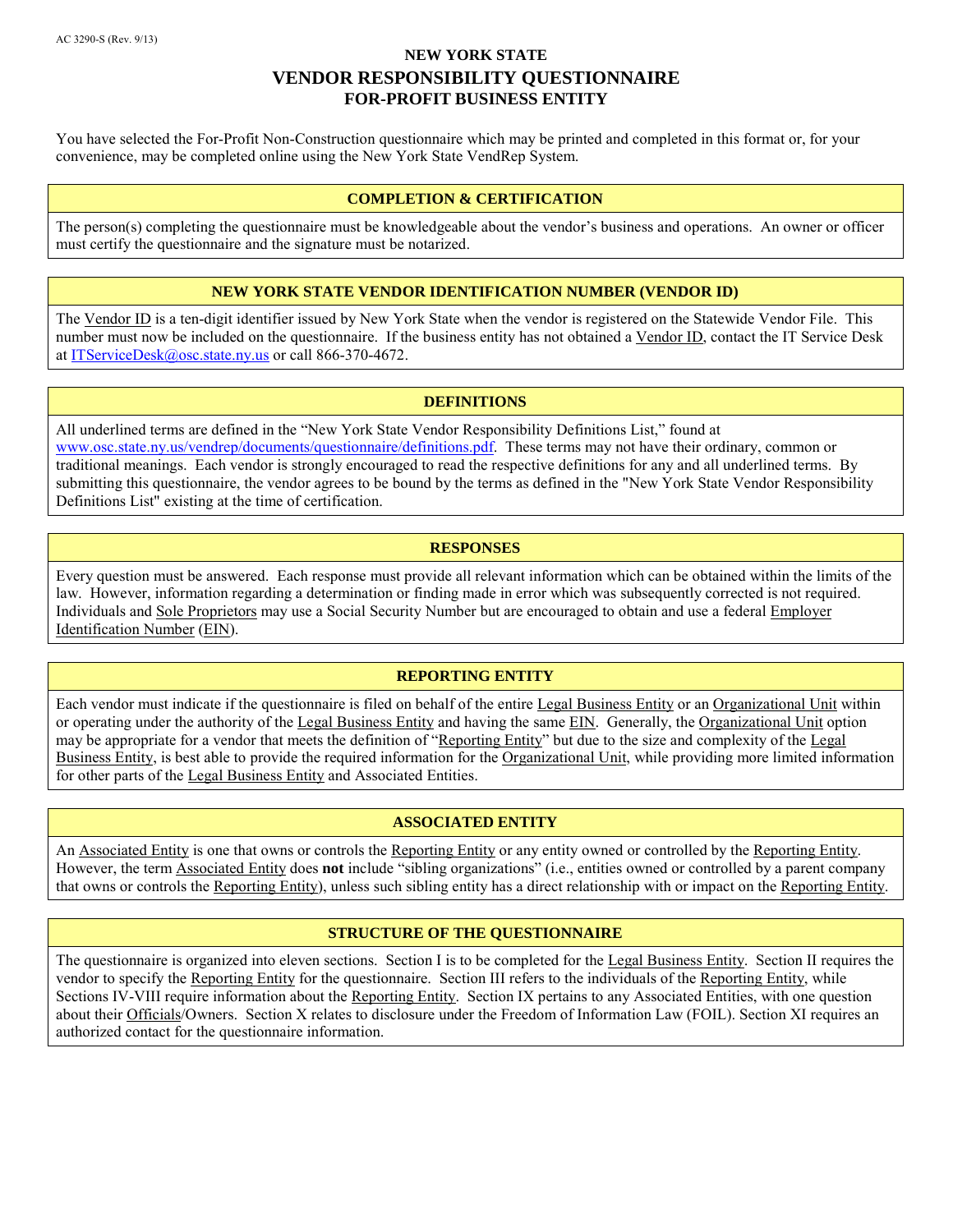AC 3290-S (Rev. 9/13)

# NEW YORK STATE
# VENDOR RESPONSIBILITY QUESTIONNAIRE
## FOR-PROFIT BUSINESS ENTITY

You have selected the For-Profit Non-Construction questionnaire which may be printed and completed in this format or, for your convenience, may be completed online using the New York State VendRep System.

### COMPLETION & CERTIFICATION

The person(s) completing the questionnaire must be knowledgeable about the vendor's business and operations. An owner or officer must certify the questionnaire and the signature must be notarized.

### NEW YORK STATE VENDOR IDENTIFICATION NUMBER (VENDOR ID)

The Vendor ID is a ten-digit identifier issued by New York State when the vendor is registered on the Statewide Vendor File. This number must now be included on the questionnaire. If the business entity has not obtained a Vendor ID, contact the IT Service Desk at ITServiceDesk@osc.state.ny.us or call 866-370-4672.

### DEFINITIONS

All underlined terms are defined in the "New York State Vendor Responsibility Definitions List," found at www.osc.state.ny.us/vendrep/documents/questionnaire/definitions.pdf. These terms may not have their ordinary, common or traditional meanings. Each vendor is strongly encouraged to read the respective definitions for any and all underlined terms. By submitting this questionnaire, the vendor agrees to be bound by the terms as defined in the "New York State Vendor Responsibility Definitions List" existing at the time of certification.

### RESPONSES

Every question must be answered. Each response must provide all relevant information which can be obtained within the limits of the law. However, information regarding a determination or finding made in error which was subsequently corrected is not required. Individuals and Sole Proprietors may use a Social Security Number but are encouraged to obtain and use a federal Employer Identification Number (EIN).

### REPORTING ENTITY

Each vendor must indicate if the questionnaire is filed on behalf of the entire Legal Business Entity or an Organizational Unit within or operating under the authority of the Legal Business Entity and having the same EIN. Generally, the Organizational Unit option may be appropriate for a vendor that meets the definition of "Reporting Entity" but due to the size and complexity of the Legal Business Entity, is best able to provide the required information for the Organizational Unit, while providing more limited information for other parts of the Legal Business Entity and Associated Entities.

### ASSOCIATED ENTITY

An Associated Entity is one that owns or controls the Reporting Entity or any entity owned or controlled by the Reporting Entity. However, the term Associated Entity does **not** include "sibling organizations" (i.e., entities owned or controlled by a parent company that owns or controls the Reporting Entity), unless such sibling entity has a direct relationship with or impact on the Reporting Entity.

### STRUCTURE OF THE QUESTIONNAIRE

The questionnaire is organized into eleven sections. Section I is to be completed for the Legal Business Entity. Section II requires the vendor to specify the Reporting Entity for the questionnaire. Section III refers to the individuals of the Reporting Entity, while Sections IV-VIII require information about the Reporting Entity. Section IX pertains to any Associated Entities, with one question about their Officials/Owners. Section X relates to disclosure under the Freedom of Information Law (FOIL). Section XI requires an authorized contact for the questionnaire information.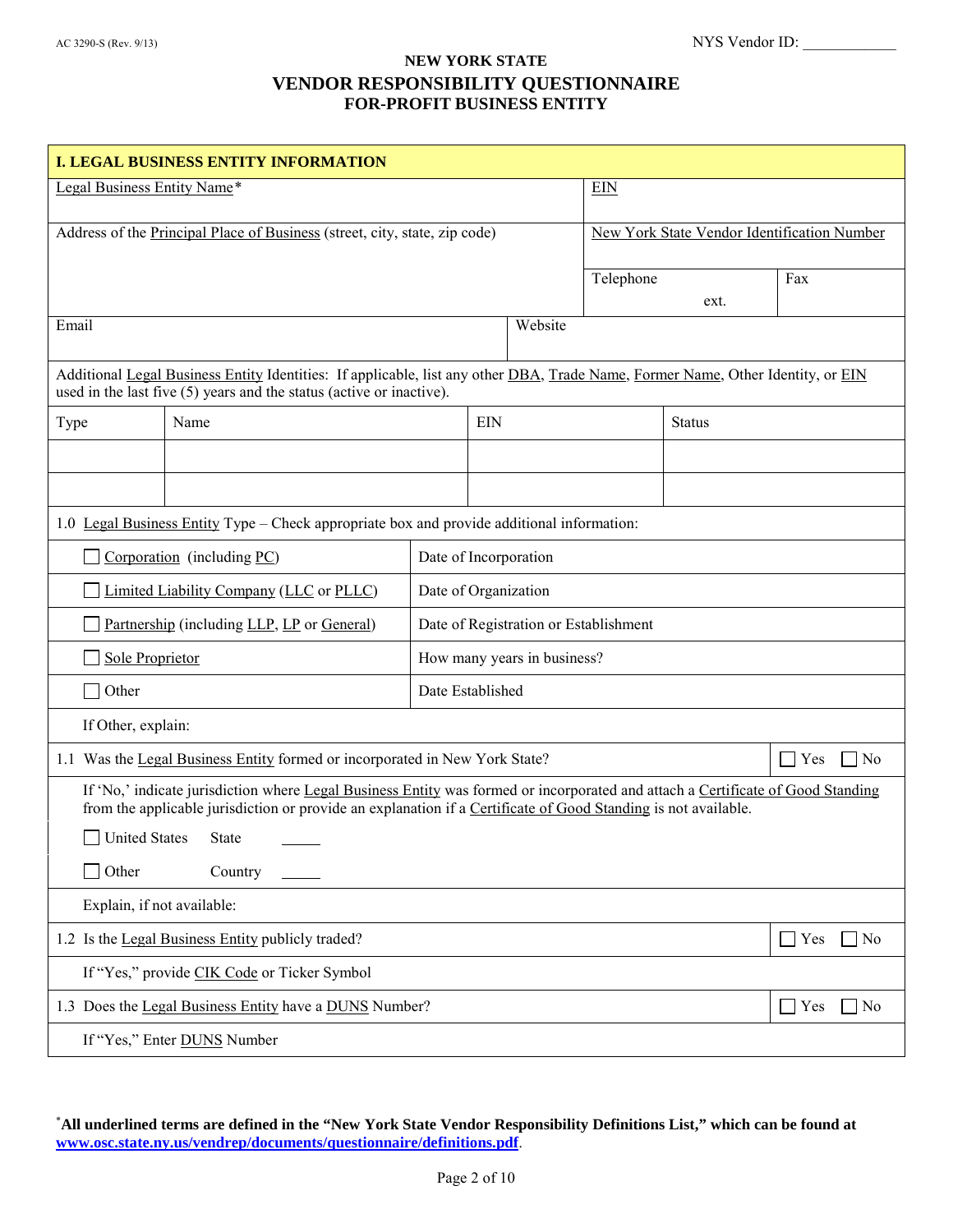AC 3290-S (Rev. 9/13)

NYS Vendor ID: ____________

**NEW YORK STATE**

# VENDOR RESPONSIBILITY QUESTIONNAIRE

**FOR-PROFIT BUSINESS ENTITY**

## I. LEGAL BUSINESS ENTITY INFORMATION

| Legal Business Entity Name* | EIN |
|---|---|
| Address of the Principal Place of Business (street, city, state, zip code) | New York State Vendor Identification Number |
| | Telephone ext. / Fax |

| Email | Website |
|---|---|
| | |

Additional Legal Business Entity Identities: If applicable, list any other DBA, Trade Name, Former Name, Other Identity, or EIN used in the last five (5) years and the status (active or inactive).

| Type | Name | EIN | Status |
|---|---|---|---|
| | | | |
| | | | |

1.0 Legal Business Entity Type – Check appropriate box and provide additional information:

| | |
|---|---|
| ☐ Corporation (including PC) | Date of Incorporation |
| ☐ Limited Liability Company (LLC or PLLC) | Date of Organization |
| ☐ Partnership (including LLP, LP or General) | Date of Registration or Establishment |
| ☐ Sole Proprietor | How many years in business? |
| ☐ Other | Date Established |

If Other, explain:

1.1 Was the Legal Business Entity formed or incorporated in New York State? ☐ Yes ☐ No

If 'No,' indicate jurisdiction where Legal Business Entity was formed or incorporated and attach a Certificate of Good Standing from the applicable jurisdiction or provide an explanation if a Certificate of Good Standing is not available.

☐ United States State _____

☐ Other Country _____

Explain, if not available:

1.2 Is the Legal Business Entity publicly traded? ☐ Yes ☐ No

If "Yes," provide CIK Code or Ticker Symbol

1.3 Does the Legal Business Entity have a DUNS Number? ☐ Yes ☐ No

If "Yes," Enter DUNS Number

*All underlined terms are defined in the "New York State Vendor Responsibility Definitions List," which can be found at www.osc.state.ny.us/vendrep/documents/questionnaire/definitions.pdf.**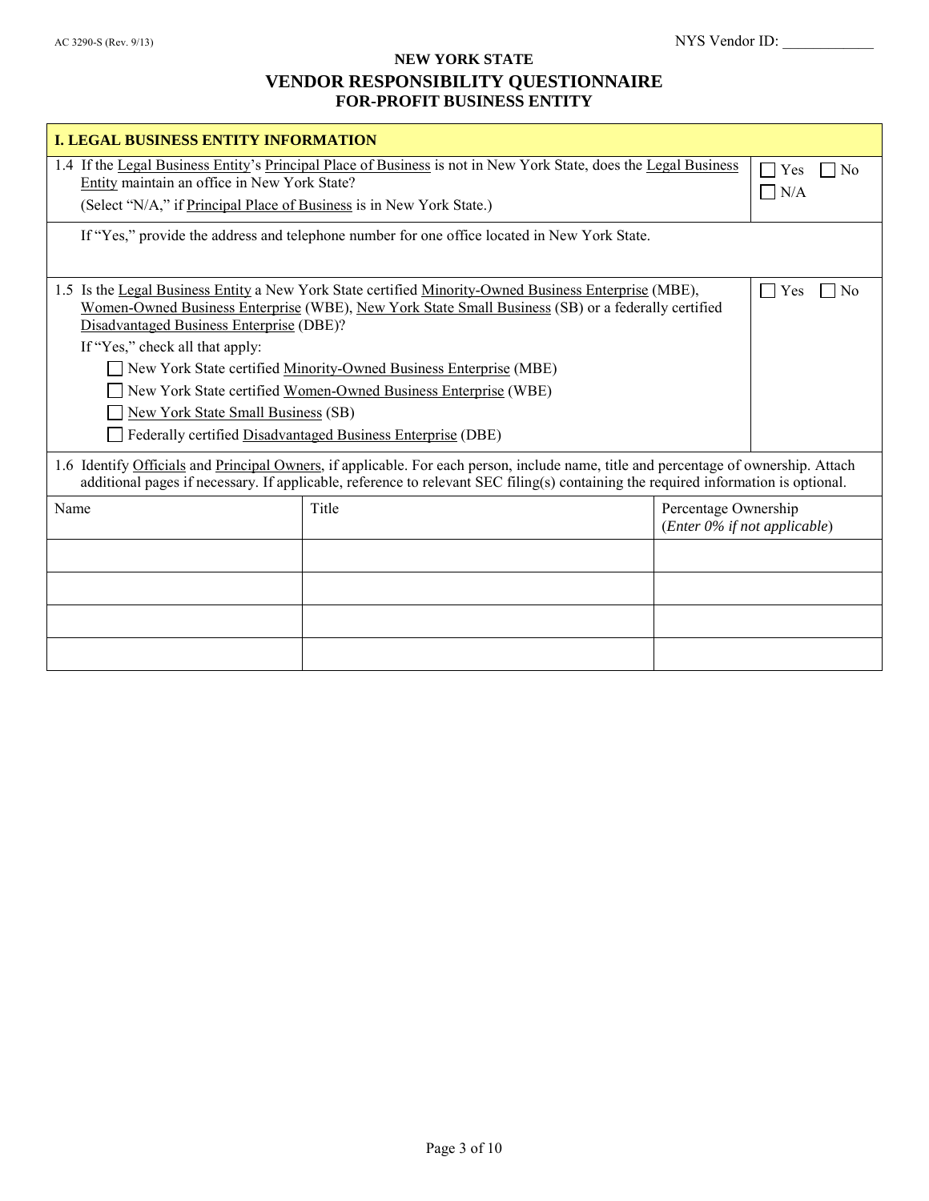AC 3290-S (Rev. 9/13)

NYS Vendor ID: ____________

# NEW YORK STATE
## VENDOR RESPONSIBILITY QUESTIONNAIRE
### FOR-PROFIT BUSINESS ENTITY

**I. LEGAL BUSINESS ENTITY INFORMATION**

1.4 If the Legal Business Entity's Principal Place of Business is not in New York State, does the Legal Business Entity maintain an office in New York State?
(Select "N/A," if Principal Place of Business is in New York State.)

☐ Yes ☐ No ☐ N/A

If "Yes," provide the address and telephone number for one office located in New York State.

1.5 Is the Legal Business Entity a New York State certified Minority-Owned Business Enterprise (MBE), Women-Owned Business Enterprise (WBE), New York State Small Business (SB) or a federally certified Disadvantaged Business Enterprise (DBE)?

☐ Yes ☐ No

If "Yes," check all that apply:

- ☐ New York State certified Minority-Owned Business Enterprise (MBE)
- ☐ New York State certified Women-Owned Business Enterprise (WBE)
- ☐ New York State Small Business (SB)
- ☐ Federally certified Disadvantaged Business Enterprise (DBE)

1.6 Identify Officials and Principal Owners, if applicable. For each person, include name, title and percentage of ownership. Attach additional pages if necessary. If applicable, reference to relevant SEC filing(s) containing the required information is optional.

| Name | Title | Percentage Ownership (*Enter 0% if not applicable*) |
|---|---|---|
| | | |
| | | |
| | | |
| | | |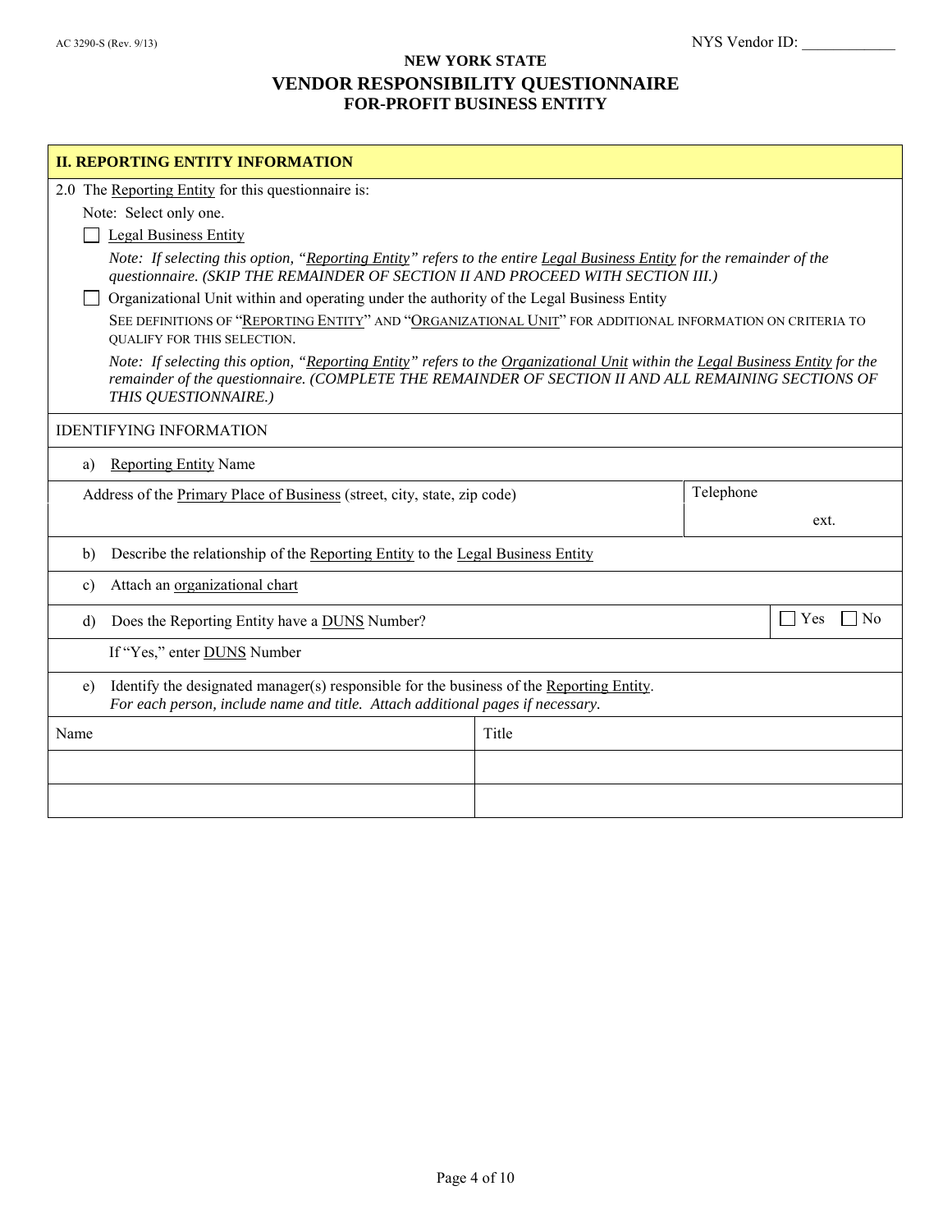AC 3290-S (Rev. 9/13)

NYS Vendor ID: ___________

**NEW YORK STATE**

## VENDOR RESPONSIBILITY QUESTIONNAIRE

**FOR-PROFIT BUSINESS ENTITY**

### II. REPORTING ENTITY INFORMATION

2.0 The Reporting Entity for this questionnaire is:

Note: Select only one.

☐ Legal Business Entity

*Note: If selecting this option, "Reporting Entity" refers to the entire Legal Business Entity for the remainder of the questionnaire. (SKIP THE REMAINDER OF SECTION II AND PROCEED WITH SECTION III.)*

☐ Organizational Unit within and operating under the authority of the Legal Business Entity

SEE DEFINITIONS OF "REPORTING ENTITY" AND "ORGANIZATIONAL UNIT" FOR ADDITIONAL INFORMATION ON CRITERIA TO QUALIFY FOR THIS SELECTION.

*Note: If selecting this option, "Reporting Entity" refers to the Organizational Unit within the Legal Business Entity for the remainder of the questionnaire. (COMPLETE THE REMAINDER OF SECTION II AND ALL REMAINING SECTIONS OF THIS QUESTIONNAIRE.)*

IDENTIFYING INFORMATION

a) Reporting Entity Name

| Address of the Primary Place of Business (street, city, state, zip code) | Telephone |
|---|---|
| | ext. |

b) Describe the relationship of the Reporting Entity to the Legal Business Entity

c) Attach an organizational chart

d) Does the Reporting Entity have a DUNS Number? ☐ Yes ☐ No

If "Yes," enter DUNS Number

e) Identify the designated manager(s) responsible for the business of the Reporting Entity.
*For each person, include name and title. Attach additional pages if necessary.*

| Name | Title |
|---|---|
| | |
| | |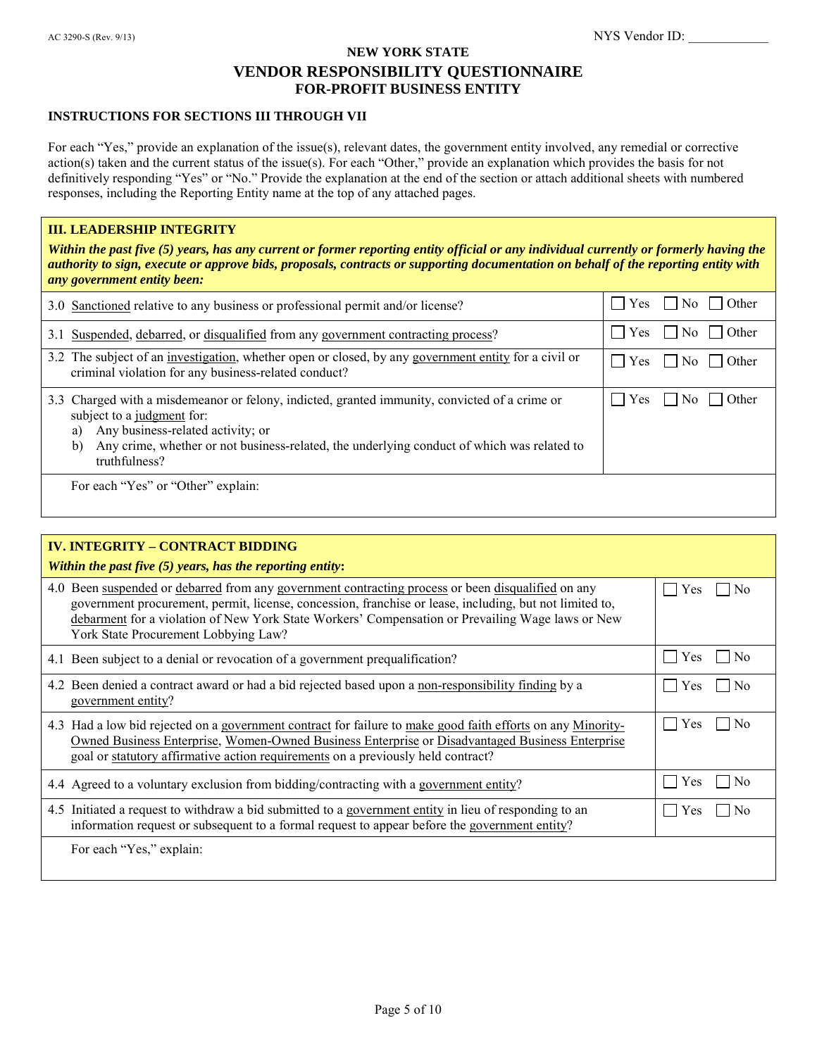AC 3290-S (Rev. 9/13) NYS Vendor ID: ____________

# NEW YORK STATE
## VENDOR RESPONSIBILITY QUESTIONNAIRE
### FOR-PROFIT BUSINESS ENTITY

**INSTRUCTIONS FOR SECTIONS III THROUGH VII**

For each "Yes," provide an explanation of the issue(s), relevant dates, the government entity involved, any remedial or corrective action(s) taken and the current status of the issue(s). For each "Other," provide an explanation which provides the basis for not definitively responding "Yes" or "No." Provide the explanation at the end of the section or attach additional sheets with numbered responses, including the Reporting Entity name at the top of any attached pages.

**III. LEADERSHIP INTEGRITY**

***Within the past five (5) years, has any current or former reporting entity official or any individual currently or formerly having the authority to sign, execute or approve bids, proposals, contracts or supporting documentation on behalf of the reporting entity with any government entity been:***

| Question | Response |
|---|---|
| 3.0 Sanctioned relative to any business or professional permit and/or license? | ☐ Yes ☐ No ☐ Other |
| 3.1 Suspended, debarred, or disqualified from any government contracting process? | ☐ Yes ☐ No ☐ Other |
| 3.2 The subject of an investigation, whether open or closed, by any government entity for a civil or criminal violation for any business-related conduct? | ☐ Yes ☐ No ☐ Other |
| 3.3 Charged with a misdemeanor or felony, indicted, granted immunity, convicted of a crime or subject to a judgment for: a) Any business-related activity; or b) Any crime, whether or not business-related, the underlying conduct of which was related to truthfulness? | ☐ Yes ☐ No ☐ Other |

For each "Yes" or "Other" explain:

**IV. INTEGRITY – CONTRACT BIDDING**

***Within the past five (5) years, has the reporting entity:***

| Question | Response |
|---|---|
| 4.0 Been suspended or debarred from any government contracting process or been disqualified on any government procurement, permit, license, concession, franchise or lease, including, but not limited to, debarment for a violation of New York State Workers' Compensation or Prevailing Wage laws or New York State Procurement Lobbying Law? | ☐ Yes ☐ No |
| 4.1 Been subject to a denial or revocation of a government prequalification? | ☐ Yes ☐ No |
| 4.2 Been denied a contract award or had a bid rejected based upon a non-responsibility finding by a government entity? | ☐ Yes ☐ No |
| 4.3 Had a low bid rejected on a government contract for failure to make good faith efforts on any Minority-Owned Business Enterprise, Women-Owned Business Enterprise or Disadvantaged Business Enterprise goal or statutory affirmative action requirements on a previously held contract? | ☐ Yes ☐ No |
| 4.4 Agreed to a voluntary exclusion from bidding/contracting with a government entity? | ☐ Yes ☐ No |
| 4.5 Initiated a request to withdraw a bid submitted to a government entity in lieu of responding to an information request or subsequent to a formal request to appear before the government entity? | ☐ Yes ☐ No |

For each "Yes," explain: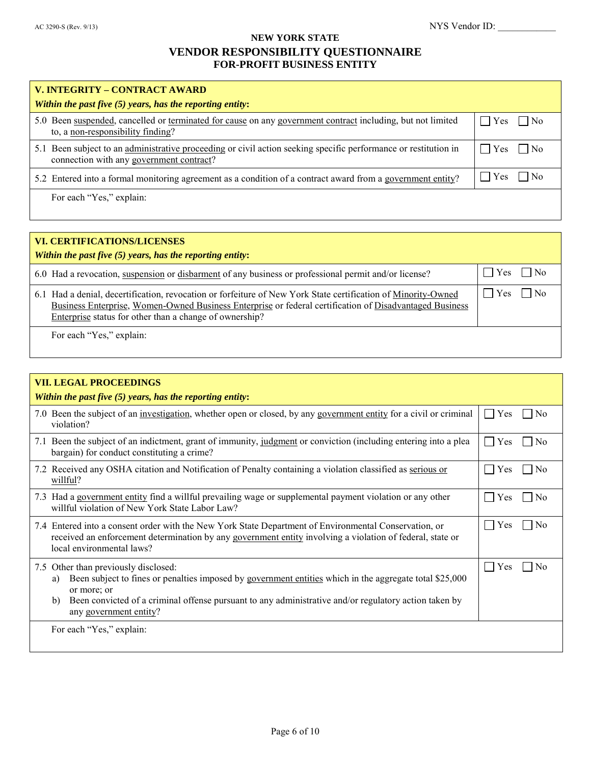AC 3290-S (Rev. 9/13) NYS Vendor ID: ____________

**NEW YORK STATE**

# VENDOR RESPONSIBILITY QUESTIONNAIRE

**FOR-PROFIT BUSINESS ENTITY**

| **V. INTEGRITY – CONTRACT AWARD** *Within the past five (5) years, has the reporting entity:* | |
|---|---|
| 5.0 Been suspended, cancelled or terminated for cause on any government contract including, but not limited to, a non-responsibility finding? | ☐ Yes ☐ No |
| 5.1 Been subject to an administrative proceeding or civil action seeking specific performance or restitution in connection with any government contract? | ☐ Yes ☐ No |
| 5.2 Entered into a formal monitoring agreement as a condition of a contract award from a government entity? | ☐ Yes ☐ No |
| For each "Yes," explain: | |

| **VI. CERTIFICATIONS/LICENSES** *Within the past five (5) years, has the reporting entity:* | |
|---|---|
| 6.0 Had a revocation, suspension or disbarment of any business or professional permit and/or license? | ☐ Yes ☐ No |
| 6.1 Had a denial, decertification, revocation or forfeiture of New York State certification of Minority-Owned Business Enterprise, Women-Owned Business Enterprise or federal certification of Disadvantaged Business Enterprise status for other than a change of ownership? | ☐ Yes ☐ No |
| For each "Yes," explain: | |

| **VII. LEGAL PROCEEDINGS** *Within the past five (5) years, has the reporting entity:* | |
|---|---|
| 7.0 Been the subject of an investigation, whether open or closed, by any government entity for a civil or criminal violation? | ☐ Yes ☐ No |
| 7.1 Been the subject of an indictment, grant of immunity, judgment or conviction (including entering into a plea bargain) for conduct constituting a crime? | ☐ Yes ☐ No |
| 7.2 Received any OSHA citation and Notification of Penalty containing a violation classified as serious or willful? | ☐ Yes ☐ No |
| 7.3 Had a government entity find a willful prevailing wage or supplemental payment violation or any other willful violation of New York State Labor Law? | ☐ Yes ☐ No |
| 7.4 Entered into a consent order with the New York State Department of Environmental Conservation, or received an enforcement determination by any government entity involving a violation of federal, state or local environmental laws? | ☐ Yes ☐ No |
| 7.5 Other than previously disclosed: a) Been subject to fines or penalties imposed by government entities which in the aggregate total $25,000 or more; or b) Been convicted of a criminal offense pursuant to any administrative and/or regulatory action taken by any government entity? | ☐ Yes ☐ No |
| For each "Yes," explain: | |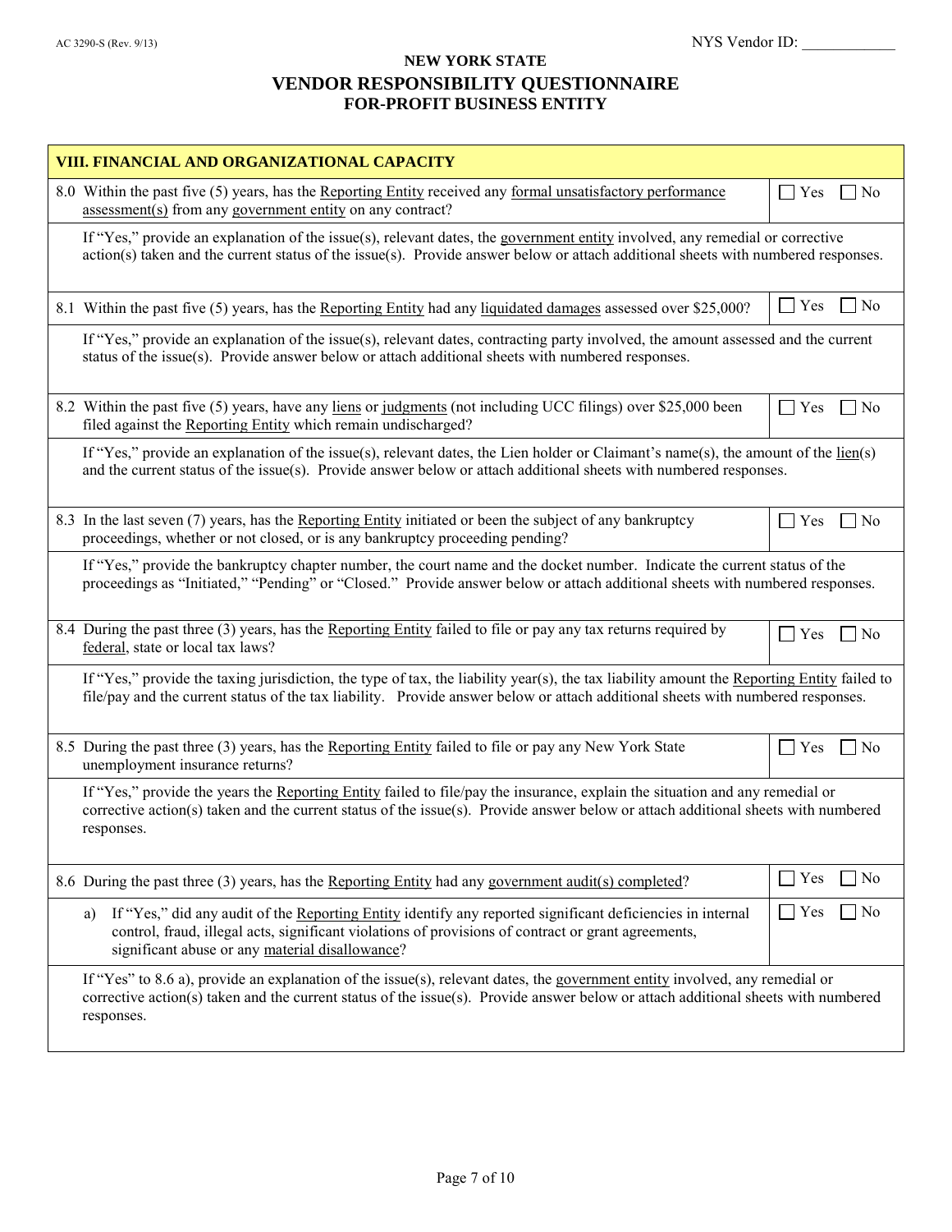AC 3290-S (Rev. 9/13) NYS Vendor ID: ____________

**NEW YORK STATE**

## VENDOR RESPONSIBILITY QUESTIONNAIRE

**FOR-PROFIT BUSINESS ENTITY**

| VIII. FINANCIAL AND ORGANIZATIONAL CAPACITY | |
|---|---|
| 8.0 Within the past five (5) years, has the Reporting Entity received any formal unsatisfactory performance assessment(s) from any government entity on any contract? | ☐ Yes ☐ No |
| If "Yes," provide an explanation of the issue(s), relevant dates, the government entity involved, any remedial or corrective action(s) taken and the current status of the issue(s). Provide answer below or attach additional sheets with numbered responses. | |
| 8.1 Within the past five (5) years, has the Reporting Entity had any liquidated damages assessed over $25,000? | ☐ Yes ☐ No |
| If "Yes," provide an explanation of the issue(s), relevant dates, contracting party involved, the amount assessed and the current status of the issue(s). Provide answer below or attach additional sheets with numbered responses. | |
| 8.2 Within the past five (5) years, have any liens or judgments (not including UCC filings) over $25,000 been filed against the Reporting Entity which remain undischarged? | ☐ Yes ☐ No |
| If "Yes," provide an explanation of the issue(s), relevant dates, the Lien holder or Claimant's name(s), the amount of the lien(s) and the current status of the issue(s). Provide answer below or attach additional sheets with numbered responses. | |
| 8.3 In the last seven (7) years, has the Reporting Entity initiated or been the subject of any bankruptcy proceedings, whether or not closed, or is any bankruptcy proceeding pending? | ☐ Yes ☐ No |
| If "Yes," provide the bankruptcy chapter number, the court name and the docket number. Indicate the current status of the proceedings as "Initiated," "Pending" or "Closed." Provide answer below or attach additional sheets with numbered responses. | |
| 8.4 During the past three (3) years, has the Reporting Entity failed to file or pay any tax returns required by federal, state or local tax laws? | ☐ Yes ☐ No |
| If "Yes," provide the taxing jurisdiction, the type of tax, the liability year(s), the tax liability amount the Reporting Entity failed to file/pay and the current status of the tax liability. Provide answer below or attach additional sheets with numbered responses. | |
| 8.5 During the past three (3) years, has the Reporting Entity failed to file or pay any New York State unemployment insurance returns? | ☐ Yes ☐ No |
| If "Yes," provide the years the Reporting Entity failed to file/pay the insurance, explain the situation and any remedial or corrective action(s) taken and the current status of the issue(s). Provide answer below or attach additional sheets with numbered responses. | |
| 8.6 During the past three (3) years, has the Reporting Entity had any government audit(s) completed? | ☐ Yes ☐ No |
| a) If "Yes," did any audit of the Reporting Entity identify any reported significant deficiencies in internal control, fraud, illegal acts, significant violations of provisions of contract or grant agreements, significant abuse or any material disallowance? | ☐ Yes ☐ No |
| If "Yes" to 8.6 a), provide an explanation of the issue(s), relevant dates, the government entity involved, any remedial or corrective action(s) taken and the current status of the issue(s). Provide answer below or attach additional sheets with numbered responses. | |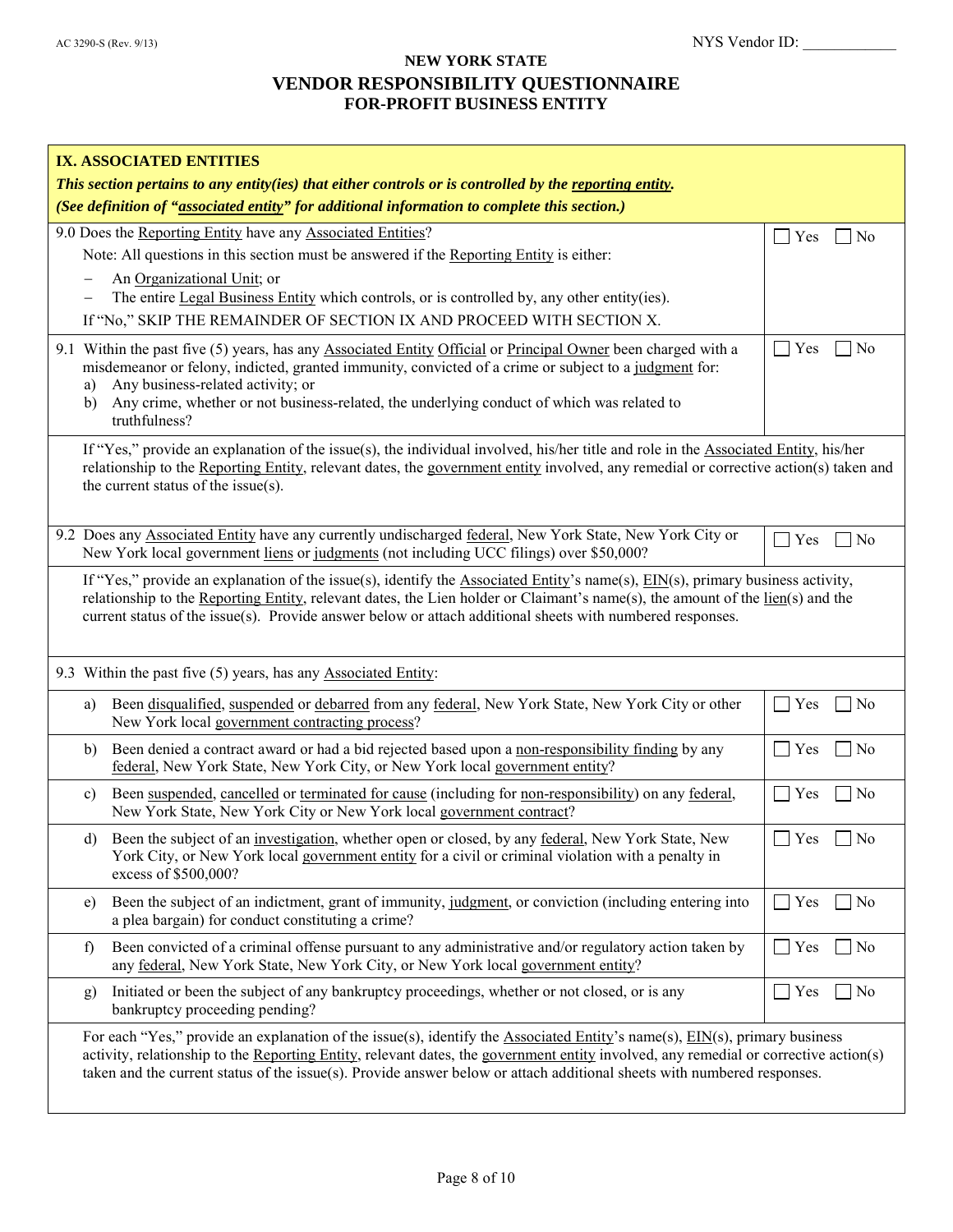AC 3290-S (Rev. 9/13)

NYS Vendor ID: ____________

**NEW YORK STATE**
## VENDOR RESPONSIBILITY QUESTIONNAIRE
**FOR-PROFIT BUSINESS ENTITY**

### IX. ASSOCIATED ENTITIES

***This section pertains to any entity(ies) that either controls or is controlled by the reporting entity.***
***(See definition of "associated entity" for additional information to complete this section.)***

| Question | Response |
|---|---|
| 9.0 Does the Reporting Entity have any Associated Entities?<br>Note: All questions in this section must be answered if the Reporting Entity is either:<br>– An Organizational Unit; or<br>– The entire Legal Business Entity which controls, or is controlled by, any other entity(ies).<br>If "No," SKIP THE REMAINDER OF SECTION IX AND PROCEED WITH SECTION X. | ☐ Yes ☐ No |
| 9.1 Within the past five (5) years, has any Associated Entity Official or Principal Owner been charged with a misdemeanor or felony, indicted, granted immunity, convicted of a crime or subject to a judgment for:<br>a) Any business-related activity; or<br>b) Any crime, whether or not business-related, the underlying conduct of which was related to truthfulness? | ☐ Yes ☐ No |

If "Yes," provide an explanation of the issue(s), the individual involved, his/her title and role in the Associated Entity, his/her relationship to the Reporting Entity, relevant dates, the government entity involved, any remedial or corrective action(s) taken and the current status of the issue(s).

| Question | Response |
|---|---|
| 9.2 Does any Associated Entity have any currently undischarged federal, New York State, New York City or New York local government liens or judgments (not including UCC filings) over $50,000? | ☐ Yes ☐ No |

If "Yes," provide an explanation of the issue(s), identify the Associated Entity's name(s), EIN(s), primary business activity, relationship to the Reporting Entity, relevant dates, the Lien holder or Claimant's name(s), the amount of the lien(s) and the current status of the issue(s). Provide answer below or attach additional sheets with numbered responses.

9.3 Within the past five (5) years, has any Associated Entity:

| Question | Response |
|---|---|
| a) Been disqualified, suspended or debarred from any federal, New York State, New York City or other New York local government contracting process? | ☐ Yes ☐ No |
| b) Been denied a contract award or had a bid rejected based upon a non-responsibility finding by any federal, New York State, New York City, or New York local government entity? | ☐ Yes ☐ No |
| c) Been suspended, cancelled or terminated for cause (including for non-responsibility) on any federal, New York State, New York City or New York local government contract? | ☐ Yes ☐ No |
| d) Been the subject of an investigation, whether open or closed, by any federal, New York State, New York City, or New York local government entity for a civil or criminal violation with a penalty in excess of $500,000? | ☐ Yes ☐ No |
| e) Been the subject of an indictment, grant of immunity, judgment, or conviction (including entering into a plea bargain) for conduct constituting a crime? | ☐ Yes ☐ No |
| f) Been convicted of a criminal offense pursuant to any administrative and/or regulatory action taken by any federal, New York State, New York City, or New York local government entity? | ☐ Yes ☐ No |
| g) Initiated or been the subject of any bankruptcy proceedings, whether or not closed, or is any bankruptcy proceeding pending? | ☐ Yes ☐ No |

For each "Yes," provide an explanation of the issue(s), identify the Associated Entity's name(s), EIN(s), primary business activity, relationship to the Reporting Entity, relevant dates, the government entity involved, any remedial or corrective action(s) taken and the current status of the issue(s). Provide answer below or attach additional sheets with numbered responses.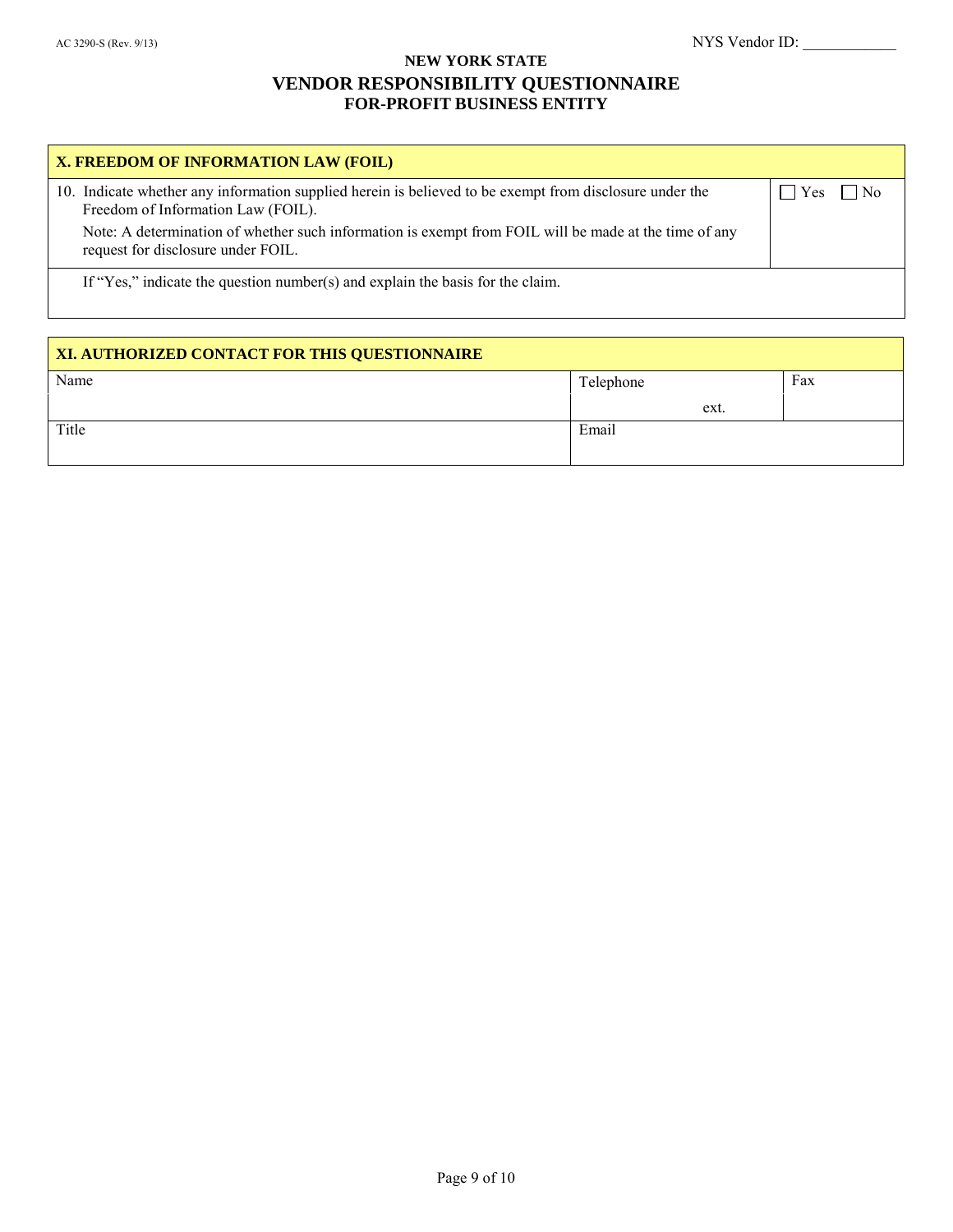AC 3290-S (Rev. 9/13)

NYS Vendor ID: ____________

**NEW YORK STATE**
# VENDOR RESPONSIBILITY QUESTIONNAIRE
**FOR-PROFIT BUSINESS ENTITY**

| X. FREEDOM OF INFORMATION LAW (FOIL) | |
|---|---|
| 10. Indicate whether any information supplied herein is believed to be exempt from disclosure under the Freedom of Information Law (FOIL).<br>Note: A determination of whether such information is exempt from FOIL will be made at the time of any request for disclosure under FOIL. | ☐ Yes ☐ No |
| If "Yes," indicate the question number(s) and explain the basis for the claim. | |

| XI. AUTHORIZED CONTACT FOR THIS QUESTIONNAIRE | | |
|---|---|---|
| Name | Telephone<br>ext. | Fax |
| Title | Email | |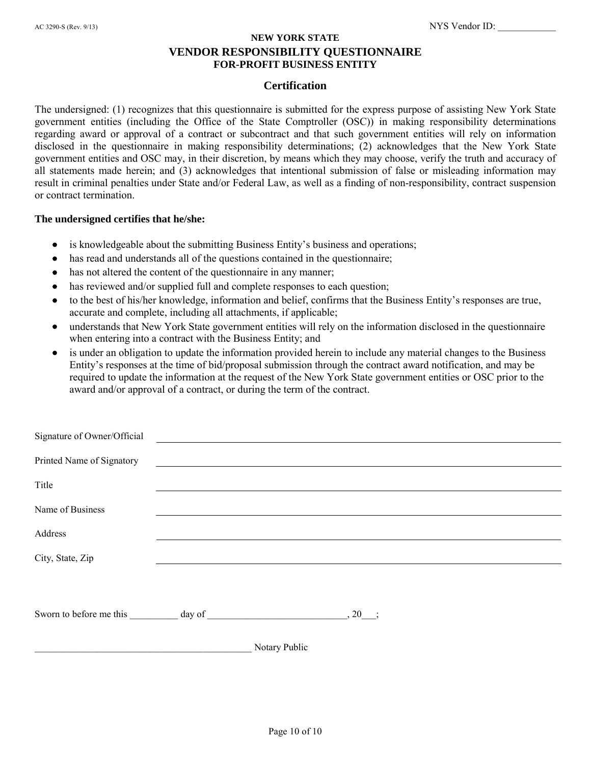AC 3290-S (Rev. 9/13) NYS Vendor ID: ____________

**NEW YORK STATE**

# VENDOR RESPONSIBILITY QUESTIONNAIRE

**FOR-PROFIT BUSINESS ENTITY**

## Certification

The undersigned: (1) recognizes that this questionnaire is submitted for the express purpose of assisting New York State government entities (including the Office of the State Comptroller (OSC)) in making responsibility determinations regarding award or approval of a contract or subcontract and that such government entities will rely on information disclosed in the questionnaire in making responsibility determinations; (2) acknowledges that the New York State government entities and OSC may, in their discretion, by means which they may choose, verify the truth and accuracy of all statements made herein; and (3) acknowledges that intentional submission of false or misleading information may result in criminal penalties under State and/or Federal Law, as well as a finding of non-responsibility, contract suspension or contract termination.

**The undersigned certifies that he/she:**

- is knowledgeable about the submitting Business Entity's business and operations;
- has read and understands all of the questions contained in the questionnaire;
- has not altered the content of the questionnaire in any manner;
- has reviewed and/or supplied full and complete responses to each question;
- to the best of his/her knowledge, information and belief, confirms that the Business Entity's responses are true, accurate and complete, including all attachments, if applicable;
- understands that New York State government entities will rely on the information disclosed in the questionnaire when entering into a contract with the Business Entity; and
- is under an obligation to update the information provided herein to include any material changes to the Business Entity's responses at the time of bid/proposal submission through the contract award notification, and may be required to update the information at the request of the New York State government entities or OSC prior to the award and/or approval of a contract, or during the term of the contract.

Signature of Owner/Official ______________________________

Printed Name of Signatory ______________________________

Title ______________________________

Name of Business ______________________________

Address ______________________________

City, State, Zip ______________________________

Sworn to before me this __________ day of ____________________________, 20___;

______________________________________________ Notary Public